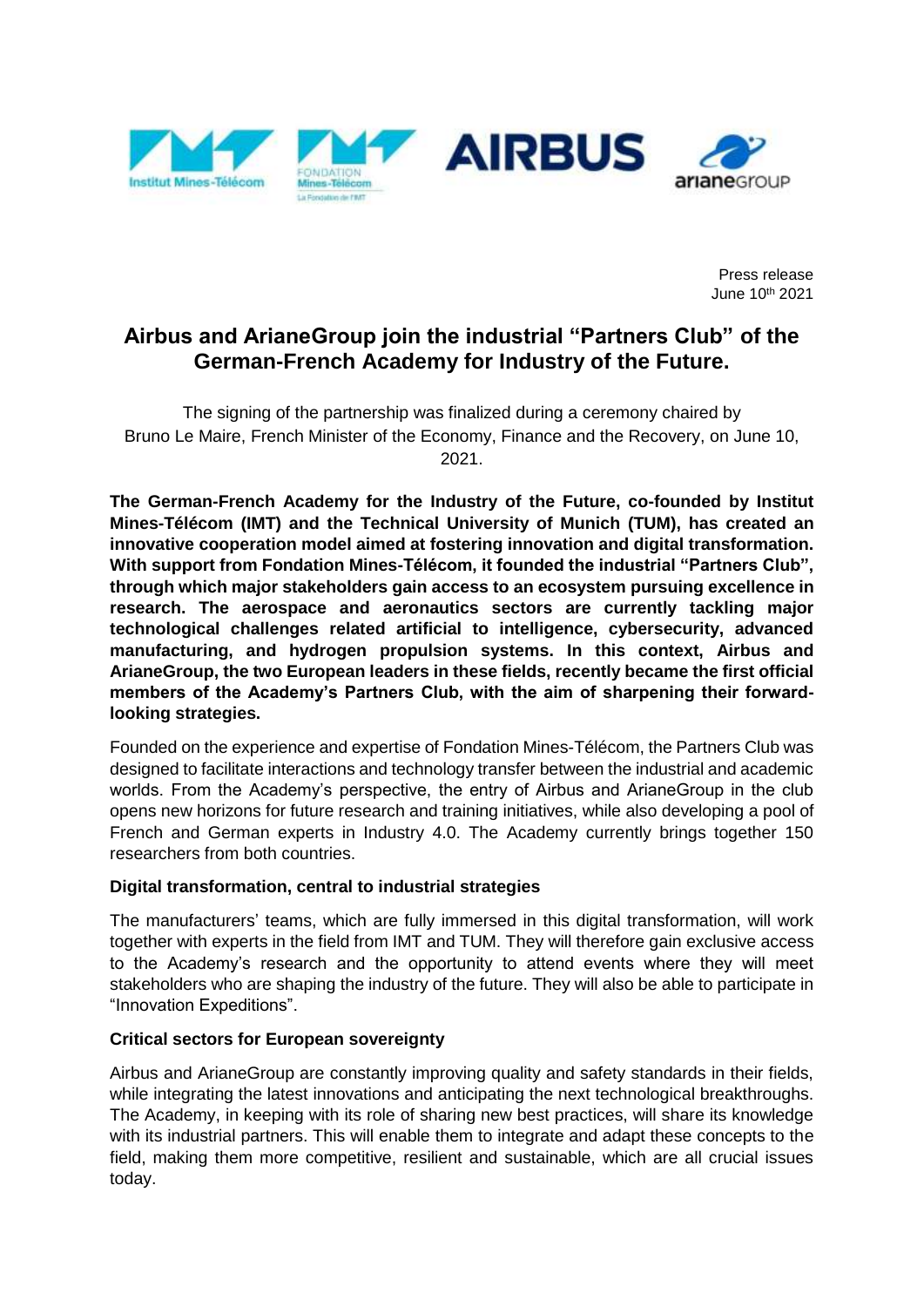Press release
June 10th 2021

# Airbus and ArianeGroup join the industrial "Partners Club" of the German-French Academy for Industry of the Future.

The signing of the partnership was finalized during a ceremony chaired by Bruno Le Maire, French Minister of the Economy, Finance and the Recovery, on June 10, 2021.

**The German-French Academy for the Industry of the Future, co-founded by Institut Mines-Télécom (IMT) and the Technical University of Munich (TUM), has created an innovative cooperation model aimed at fostering innovation and digital transformation. With support from Fondation Mines-Télécom, it founded the industrial "Partners Club", through which major stakeholders gain access to an ecosystem pursuing excellence in research. The aerospace and aeronautics sectors are currently tackling major technological challenges related artificial to intelligence, cybersecurity, advanced manufacturing, and hydrogen propulsion systems. In this context, Airbus and ArianeGroup, the two European leaders in these fields, recently became the first official members of the Academy's Partners Club, with the aim of sharpening their forward-looking strategies.**

Founded on the experience and expertise of Fondation Mines-Télécom, the Partners Club was designed to facilitate interactions and technology transfer between the industrial and academic worlds. From the Academy's perspective, the entry of Airbus and ArianeGroup in the club opens new horizons for future research and training initiatives, while also developing a pool of French and German experts in Industry 4.0. The Academy currently brings together 150 researchers from both countries.

**Digital transformation, central to industrial strategies**

The manufacturers' teams, which are fully immersed in this digital transformation, will work together with experts in the field from IMT and TUM. They will therefore gain exclusive access to the Academy's research and the opportunity to attend events where they will meet stakeholders who are shaping the industry of the future. They will also be able to participate in "Innovation Expeditions".

**Critical sectors for European sovereignty**

Airbus and ArianeGroup are constantly improving quality and safety standards in their fields, while integrating the latest innovations and anticipating the next technological breakthroughs. The Academy, in keeping with its role of sharing new best practices, will share its knowledge with its industrial partners. This will enable them to integrate and adapt these concepts to the field, making them more competitive, resilient and sustainable, which are all crucial issues today.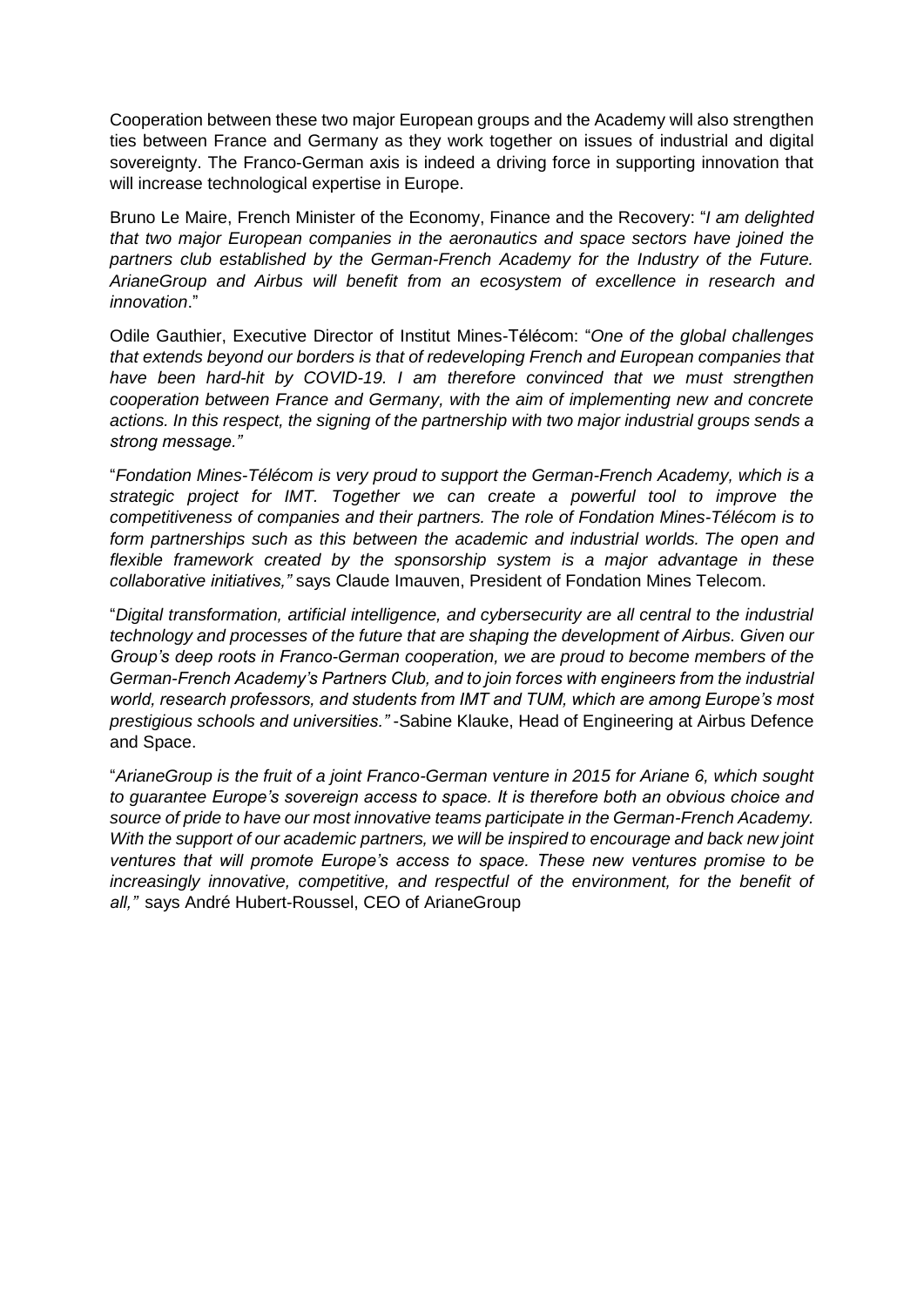Cooperation between these two major European groups and the Academy will also strengthen ties between France and Germany as they work together on issues of industrial and digital sovereignty. The Franco-German axis is indeed a driving force in supporting innovation that will increase technological expertise in Europe.

Bruno Le Maire, French Minister of the Economy, Finance and the Recovery: "*I am delighted that two major European companies in the aeronautics and space sectors have joined the partners club established by the German-French Academy for the Industry of the Future. ArianeGroup and Airbus will benefit from an ecosystem of excellence in research and innovation*."

Odile Gauthier, Executive Director of Institut Mines-Télécom: "*One of the global challenges that extends beyond our borders is that of redeveloping French and European companies that have been hard-hit by COVID-19. I am therefore convinced that we must strengthen cooperation between France and Germany, with the aim of implementing new and concrete actions. In this respect, the signing of the partnership with two major industrial groups sends a strong message."*

"*Fondation Mines-Télécom is very proud to support the German-French Academy, which is a strategic project for IMT. Together we can create a powerful tool to improve the competitiveness of companies and their partners. The role of Fondation Mines-Télécom is to form partnerships such as this between the academic and industrial worlds. The open and flexible framework created by the sponsorship system is a major advantage in these collaborative initiatives,"* says Claude Imauven, President of Fondation Mines Telecom.

"*Digital transformation, artificial intelligence, and cybersecurity are all central to the industrial technology and processes of the future that are shaping the development of Airbus. Given our Group's deep roots in Franco-German cooperation, we are proud to become members of the German-French Academy's Partners Club, and to join forces with engineers from the industrial world, research professors, and students from IMT and TUM, which are among Europe's most prestigious schools and universities."* -Sabine Klauke, Head of Engineering at Airbus Defence and Space.

"*ArianeGroup is the fruit of a joint Franco-German venture in 2015 for Ariane 6, which sought to guarantee Europe's sovereign access to space. It is therefore both an obvious choice and source of pride to have our most innovative teams participate in the German-French Academy. With the support of our academic partners, we will be inspired to encourage and back new joint ventures that will promote Europe's access to space. These new ventures promise to be increasingly innovative, competitive, and respectful of the environment, for the benefit of all,"* says André Hubert-Roussel, CEO of ArianeGroup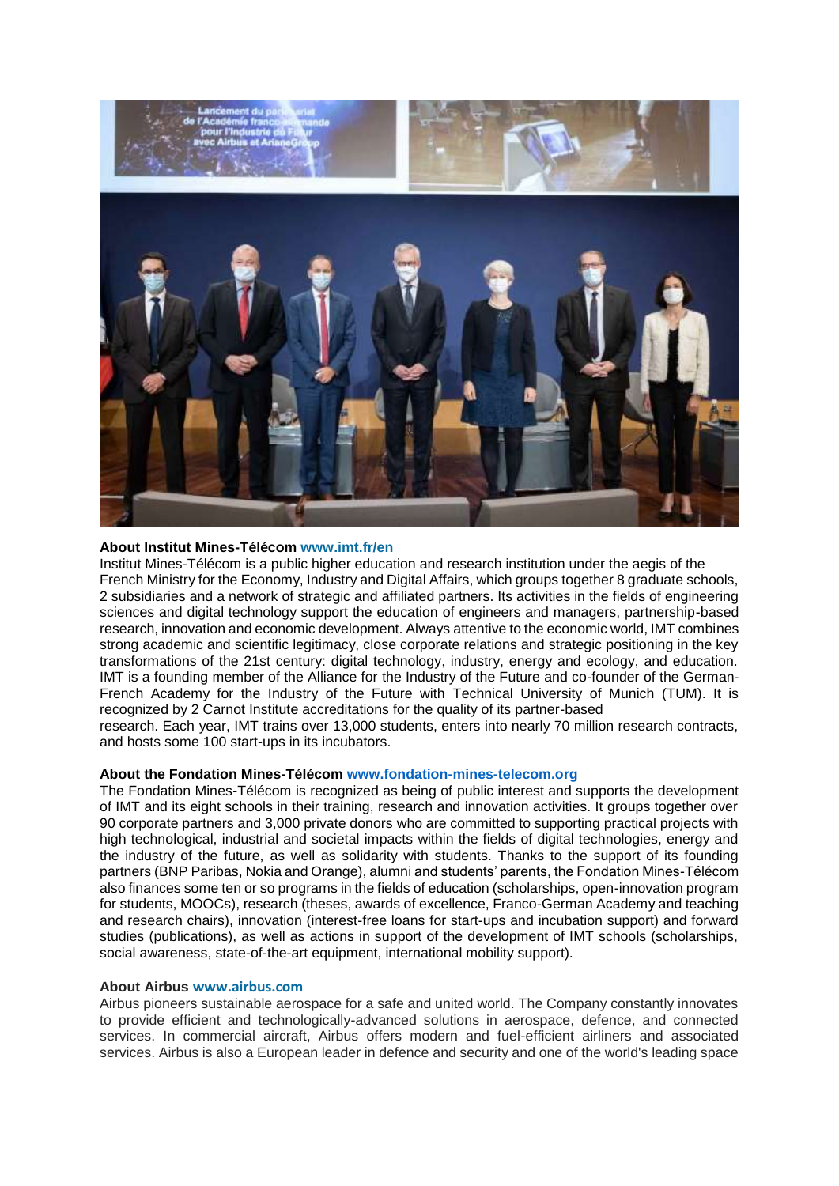**About Institut Mines-Télécom www.imt.fr/en**

Institut Mines-Télécom is a public higher education and research institution under the aegis of the French Ministry for the Economy, Industry and Digital Affairs, which groups together 8 graduate schools, 2 subsidiaries and a network of strategic and affiliated partners. Its activities in the fields of engineering sciences and digital technology support the education of engineers and managers, partnership-based research, innovation and economic development. Always attentive to the economic world, IMT combines strong academic and scientific legitimacy, close corporate relations and strategic positioning in the key transformations of the 21st century: digital technology, industry, energy and ecology, and education. IMT is a founding member of the Alliance for the Industry of the Future and co-founder of the German-French Academy for the Industry of the Future with Technical University of Munich (TUM). It is recognized by 2 Carnot Institute accreditations for the quality of its partner-based research. Each year, IMT trains over 13,000 students, enters into nearly 70 million research contracts, and hosts some 100 start-ups in its incubators.

**About the Fondation Mines-Télécom www.fondation-mines-telecom.org**

The Fondation Mines-Télécom is recognized as being of public interest and supports the development of IMT and its eight schools in their training, research and innovation activities. It groups together over 90 corporate partners and 3,000 private donors who are committed to supporting practical projects with high technological, industrial and societal impacts within the fields of digital technologies, energy and the industry of the future, as well as solidarity with students. Thanks to the support of its founding partners (BNP Paribas, Nokia and Orange), alumni and students' parents, the Fondation Mines-Télécom also finances some ten or so programs in the fields of education (scholarships, open-innovation program for students, MOOCs), research (theses, awards of excellence, Franco-German Academy and teaching and research chairs), innovation (interest-free loans for start-ups and incubation support) and forward studies (publications), as well as actions in support of the development of IMT schools (scholarships, social awareness, state-of-the-art equipment, international mobility support).

**About Airbus www.airbus.com**

Airbus pioneers sustainable aerospace for a safe and united world. The Company constantly innovates to provide efficient and technologically-advanced solutions in aerospace, defence, and connected services. In commercial aircraft, Airbus offers modern and fuel-efficient airliners and associated services. Airbus is also a European leader in defence and security and one of the world's leading space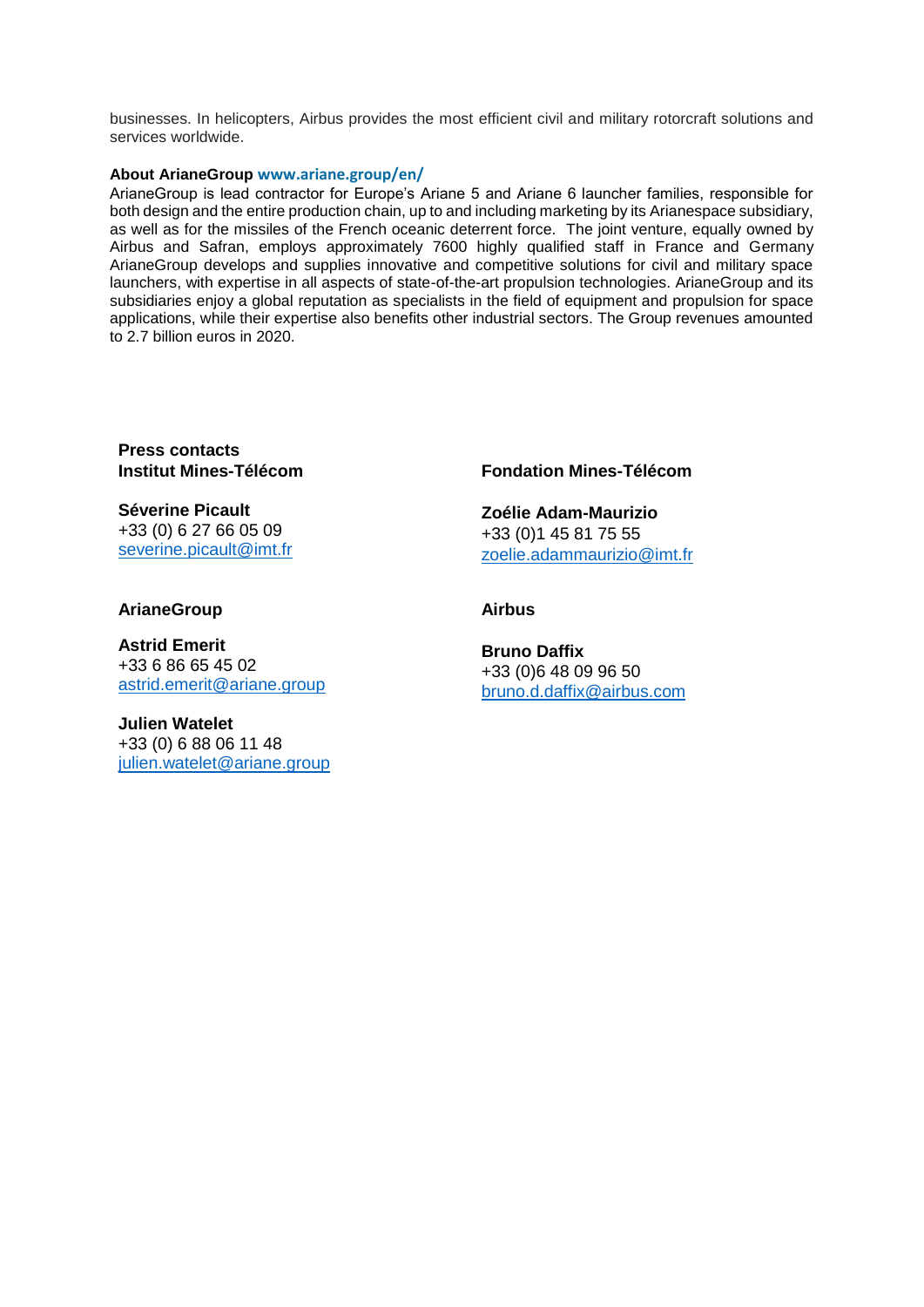businesses. In helicopters, Airbus provides the most efficient civil and military rotorcraft solutions and services worldwide.

**About ArianeGroup** www.ariane.group/en/

ArianeGroup is lead contractor for Europe's Ariane 5 and Ariane 6 launcher families, responsible for both design and the entire production chain, up to and including marketing by its Arianespace subsidiary, as well as for the missiles of the French oceanic deterrent force. The joint venture, equally owned by Airbus and Safran, employs approximately 7600 highly qualified staff in France and Germany ArianeGroup develops and supplies innovative and competitive solutions for civil and military space launchers, with expertise in all aspects of state-of-the-art propulsion technologies. ArianeGroup and its subsidiaries enjoy a global reputation as specialists in the field of equipment and propulsion for space applications, while their expertise also benefits other industrial sectors. The Group revenues amounted to 2.7 billion euros in 2020.

**Press contacts**

**Institut Mines-Télécom**

**Séverine Picault**
+33 (0) 6 27 66 05 09
severine.picault@imt.fr

**Fondation Mines-Télécom**

**Zoélie Adam-Maurizio**
+33 (0)1 45 81 75 55
zoelie.adammaurizio@imt.fr

**ArianeGroup**

**Astrid Emerit**
+33 6 86 65 45 02
astrid.emerit@ariane.group

**Julien Watelet**
+33 (0) 6 88 06 11 48
julien.watelet@ariane.group

**Airbus**

**Bruno Daffix**
+33 (0)6 48 09 96 50
bruno.d.daffix@airbus.com